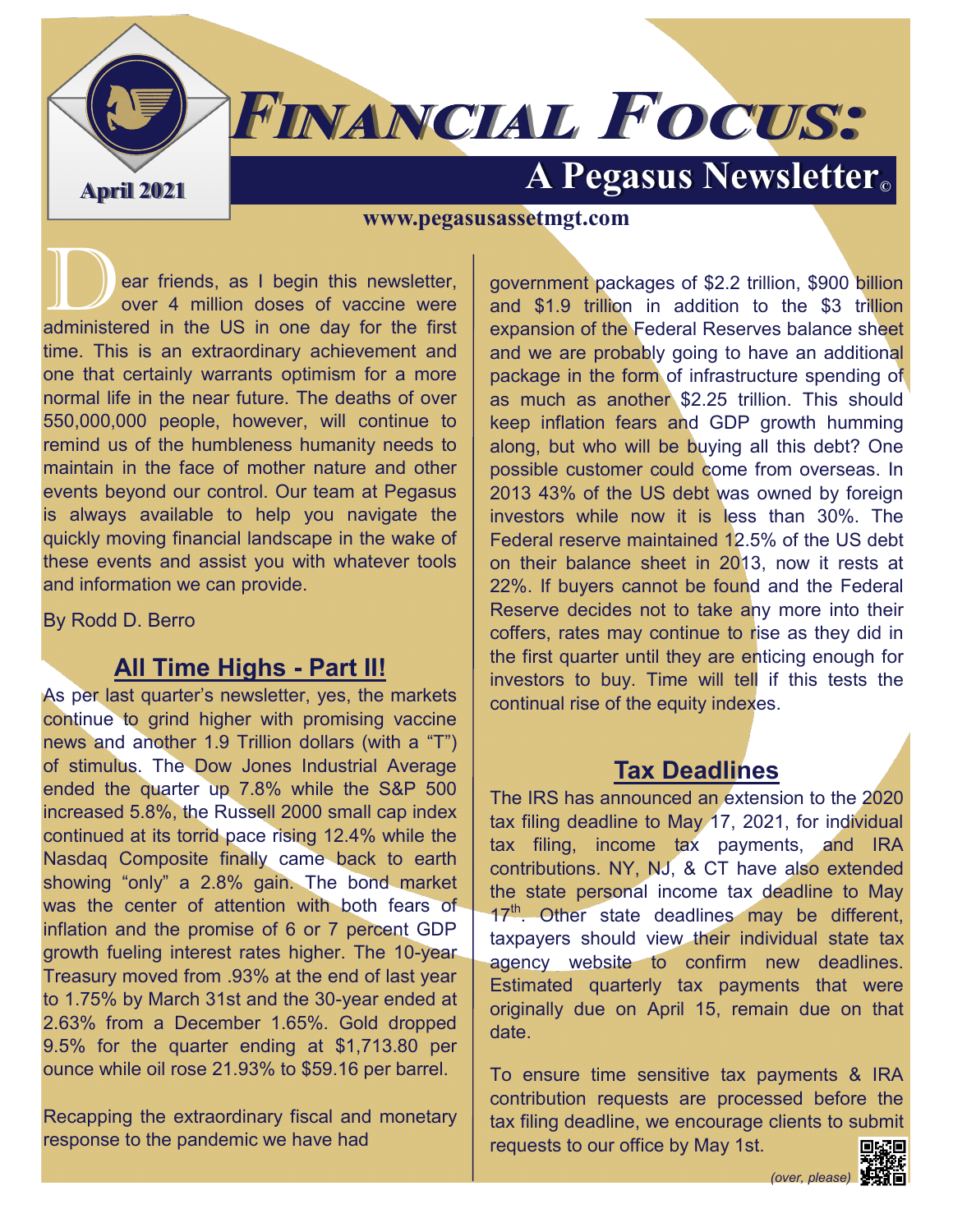# Financial Focus:

## A Pegasus Newsletter©

April 2021

www.pegasusassetmgt.com

Dear friends, as I begin this newsletter, over 4 million doses of vaccine were administered in the US in one day for the first time. This is an extraordinary achievement and one that certainly warrants optimism for a more normal life in the near future. The deaths of over 550,000,000 people, however, will continue to remind us of the humbleness humanity needs to maintain in the face of mother nature and other events beyond our control. Our team at Pegasus is always available to help you navigate the quickly moving financial landscape in the wake of these events and assist you with whatever tools and information we can provide.

By Rodd D. Berro

### All Time Highs - Part II!

As per last quarter's newsletter, yes, the markets continue to grind higher with promising vaccine news and another 1.9 Trillion dollars (with a "T") of stimulus. The Dow Jones Industrial Average ended the quarter up 7.8% while the S&P 500 increased 5.8%, the Russell 2000 small cap index continued at its torrid pace rising 12.4% while the Nasdaq Composite finally came back to earth showing "only" a 2.8% gain. The bond market was the center of attention with both fears of inflation and the promise of 6 or 7 percent GDP growth fueling interest rates higher. The 10-year Treasury moved from .93% at the end of last year to 1.75% by March 31st and the 30-year ended at 2.63% from a December 1.65%. Gold dropped 9.5% for the quarter ending at $1,713.80 per ounce while oil rose 21.93% to $59.16 per barrel.

Recapping the extraordinary fiscal and monetary response to the pandemic we have had government packages of $2.2 trillion, $900 billion and $1.9 trillion in addition to the $3 trillion expansion of the Federal Reserves balance sheet and we are probably going to have an additional package in the form of infrastructure spending of as much as another $2.25 trillion. This should keep inflation fears and GDP growth humming along, but who will be buying all this debt? One possible customer could come from overseas. In 2013 43% of the US debt was owned by foreign investors while now it is less than 30%. The Federal reserve maintained 12.5% of the US debt on their balance sheet in 2013, now it rests at 22%. If buyers cannot be found and the Federal Reserve decides not to take any more into their coffers, rates may continue to rise as they did in the first quarter until they are enticing enough for investors to buy. Time will tell if this tests the continual rise of the equity indexes.

### Tax Deadlines

The IRS has announced an extension to the 2020 tax filing deadline to May 17, 2021, for individual tax filing, income tax payments, and IRA contributions. NY, NJ, & CT have also extended the state personal income tax deadline to May 17th. Other state deadlines may be different, taxpayers should view their individual state tax agency website to confirm new deadlines. Estimated quarterly tax payments that were originally due on April 15, remain due on that date.

To ensure time sensitive tax payments & IRA contribution requests are processed before the tax filing deadline, we encourage clients to submit requests to our office by May 1st.

*(over, please)*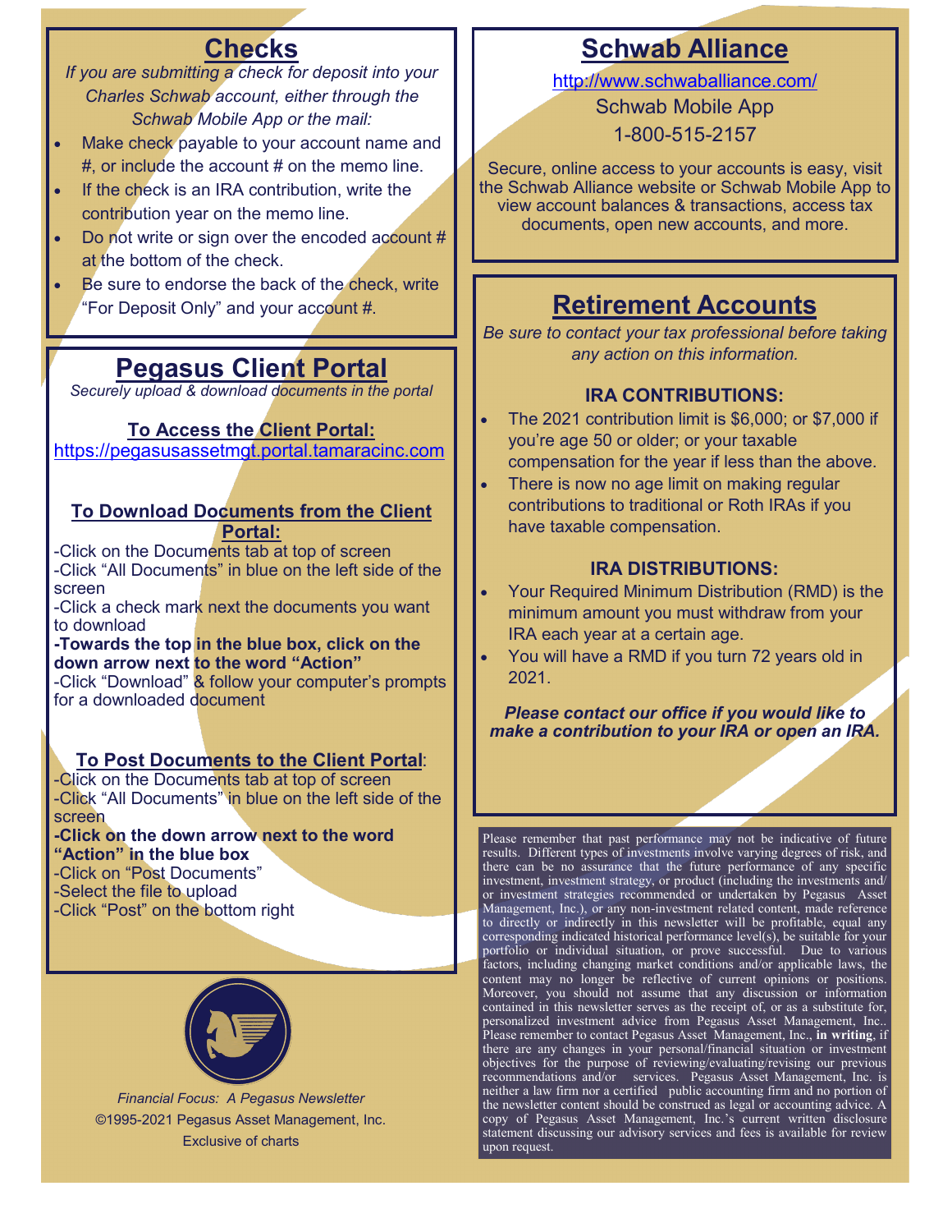## Checks

*If you are submitting a check for deposit into your Charles Schwab account, either through the Schwab Mobile App or the mail:*

- Make check payable to your account name and #, or include the account # on the memo line.
- If the check is an IRA contribution, write the contribution year on the memo line.
- Do not write or sign over the encoded account # at the bottom of the check.
- Be sure to endorse the back of the check, write "For Deposit Only" and your account #.

## Pegasus Client Portal

*Securely upload & download documents in the portal*

**To Access the Client Portal:**
https://pegasusassetmgt.portal.tamaracinc.com

**To Download Documents from the Client Portal:**

-Click on the Documents tab at top of screen
-Click "All Documents" in blue on the left side of the screen
-Click a check mark next the documents you want to download
**-Towards the top in the blue box, click on the down arrow next to the word "Action"**
-Click "Download" & follow your computer's prompts for a downloaded document

**To Post Documents to the Client Portal:**

-Click on the Documents tab at top of screen
-Click "All Documents" in blue on the left side of the screen
**-Click on the down arrow next to the word "Action" in the blue box**
-Click on "Post Documents"
-Select the file to upload
-Click "Post" on the bottom right

*Financial Focus: A Pegasus Newsletter*
©1995-2021 Pegasus Asset Management, Inc.
Exclusive of charts

## Schwab Alliance

http://www.schwaballiance.com/
Schwab Mobile App
1-800-515-2157

Secure, online access to your accounts is easy, visit the Schwab Alliance website or Schwab Mobile App to view account balances & transactions, access tax documents, open new accounts, and more.

## Retirement Accounts

*Be sure to contact your tax professional before taking any action on this information.*

### IRA CONTRIBUTIONS:

- The 2021 contribution limit is $6,000; or $7,000 if you're age 50 or older; or your taxable compensation for the year if less than the above.
- There is now no age limit on making regular contributions to traditional or Roth IRAs if you have taxable compensation.

### IRA DISTRIBUTIONS:

- Your Required Minimum Distribution (RMD) is the minimum amount you must withdraw from your IRA each year at a certain age.
- You will have a RMD if you turn 72 years old in 2021.

***Please contact our office if you would like to make a contribution to your IRA or open an IRA.***

Please remember that past performance may not be indicative of future results. Different types of investments involve varying degrees of risk, and there can be no assurance that the future performance of any specific investment, investment strategy, or product (including the investments and/or investment strategies recommended or undertaken by Pegasus Asset Management, Inc.), or any non-investment related content, made reference to directly or indirectly in this newsletter will be profitable, equal any corresponding indicated historical performance level(s), be suitable for your portfolio or individual situation, or prove successful. Due to various factors, including changing market conditions and/or applicable laws, the content may no longer be reflective of current opinions or positions. Moreover, you should not assume that any discussion or information contained in this newsletter serves as the receipt of, or as a substitute for, personalized investment advice from Pegasus Asset Management, Inc.. Please remember to contact Pegasus Asset Management, Inc., **in writing**, if there are any changes in your personal/financial situation or investment objectives for the purpose of reviewing/evaluating/revising our previous recommendations and/or services. Pegasus Asset Management, Inc. is neither a law firm nor a certified public accounting firm and no portion of the newsletter content should be construed as legal or accounting advice. A copy of Pegasus Asset Management, Inc.'s current written disclosure statement discussing our advisory services and fees is available for review upon request.